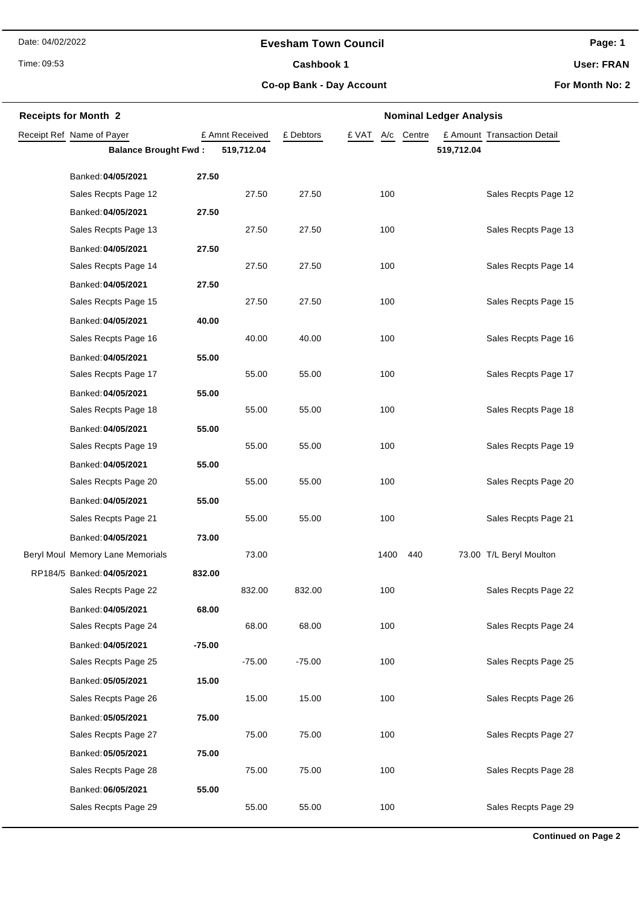Date: 04/02/2022

Time: 09:53

# Evesham Town Council

## Cashbook 1

### Co-op Bank - Day Account

**Page: 1**

**User: FRAN**

**For Month No: 2**

**Receipts for Month 2** | **Nominal Ledger Analysis**

| Receipt Ref | Name of Payer | £ Amnt Received | £ Debtors | £ VAT | A/c | Centre | £ Amount | Transaction Detail |
|---|---|---|---|---|---|---|---|---|
| | **Balance Brought Fwd :** | **519,712.04** | | | | | **519,712.04** | |
| | Banked: **04/05/2021** | **27.50** | | | | | | |
| | Sales Recpts Page 12 | 27.50 | 27.50 | | 100 | | | Sales Recpts Page 12 |
| | Banked: **04/05/2021** | **27.50** | | | | | | |
| | Sales Recpts Page 13 | 27.50 | 27.50 | | 100 | | | Sales Recpts Page 13 |
| | Banked: **04/05/2021** | **27.50** | | | | | | |
| | Sales Recpts Page 14 | 27.50 | 27.50 | | 100 | | | Sales Recpts Page 14 |
| | Banked: **04/05/2021** | **27.50** | | | | | | |
| | Sales Recpts Page 15 | 27.50 | 27.50 | | 100 | | | Sales Recpts Page 15 |
| | Banked: **04/05/2021** | **40.00** | | | | | | |
| | Sales Recpts Page 16 | 40.00 | 40.00 | | 100 | | | Sales Recpts Page 16 |
| | Banked: **04/05/2021** | **55.00** | | | | | | |
| | Sales Recpts Page 17 | 55.00 | 55.00 | | 100 | | | Sales Recpts Page 17 |
| | Banked: **04/05/2021** | **55.00** | | | | | | |
| | Sales Recpts Page 18 | 55.00 | 55.00 | | 100 | | | Sales Recpts Page 18 |
| | Banked: **04/05/2021** | **55.00** | | | | | | |
| | Sales Recpts Page 19 | 55.00 | 55.00 | | 100 | | | Sales Recpts Page 19 |
| | Banked: **04/05/2021** | **55.00** | | | | | | |
| | Sales Recpts Page 20 | 55.00 | 55.00 | | 100 | | | Sales Recpts Page 20 |
| | Banked: **04/05/2021** | **55.00** | | | | | | |
| | Sales Recpts Page 21 | 55.00 | 55.00 | | 100 | | | Sales Recpts Page 21 |
| | Banked: **04/05/2021** | **73.00** | | | | | | |
| Beryl Moul | Memory Lane Memorials | 73.00 | | | 1400 | 440 | 73.00 | T/L Beryl Moulton |
| RP184/5 | Banked: **04/05/2021** | **832.00** | | | | | | |
| | Sales Recpts Page 22 | 832.00 | 832.00 | | 100 | | | Sales Recpts Page 22 |
| | Banked: **04/05/2021** | **68.00** | | | | | | |
| | Sales Recpts Page 24 | 68.00 | 68.00 | | 100 | | | Sales Recpts Page 24 |
| | Banked: **04/05/2021** | **-75.00** | | | | | | |
| | Sales Recpts Page 25 | -75.00 | -75.00 | | 100 | | | Sales Recpts Page 25 |
| | Banked: **05/05/2021** | **15.00** | | | | | | |
| | Sales Recpts Page 26 | 15.00 | 15.00 | | 100 | | | Sales Recpts Page 26 |
| | Banked: **05/05/2021** | **75.00** | | | | | | |
| | Sales Recpts Page 27 | 75.00 | 75.00 | | 100 | | | Sales Recpts Page 27 |
| | Banked: **05/05/2021** | **75.00** | | | | | | |
| | Sales Recpts Page 28 | 75.00 | 75.00 | | 100 | | | Sales Recpts Page 28 |
| | Banked: **06/05/2021** | **55.00** | | | | | | |
| | Sales Recpts Page 29 | 55.00 | 55.00 | | 100 | | | Sales Recpts Page 29 |

**Continued on Page 2**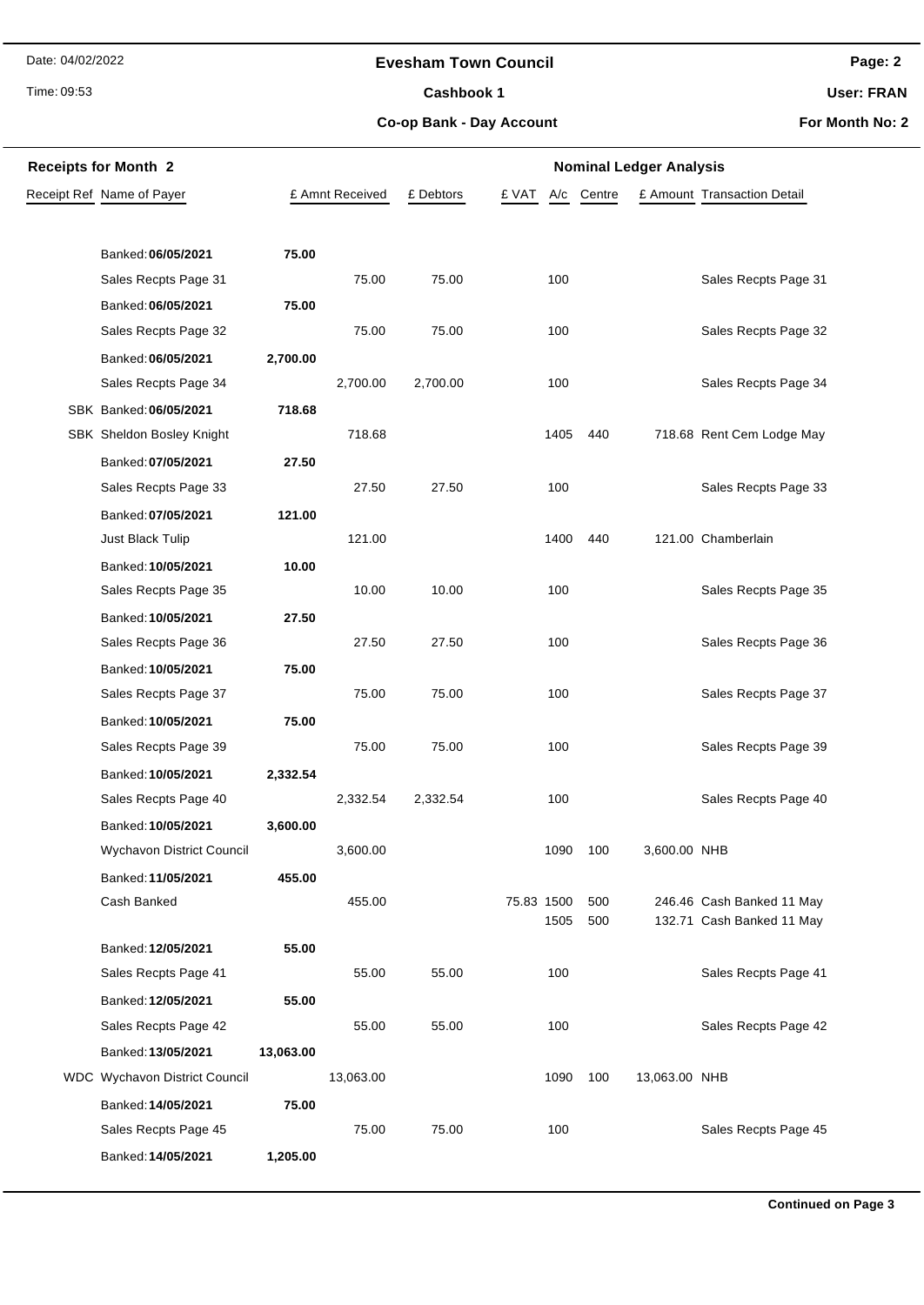Date: 04/02/2022

Time: 09:53

## Evesham Town Council

### Cashbook 1

### Co-op Bank - Day Account

**User: FRAN**

**For Month No: 2**

**Receipts for Month 2** — **Nominal Ledger Analysis**

| Receipt Ref | Name of Payer | | £ Amnt Received | £ Debtors | £ VAT | A/c | Centre | £ Amount | Transaction Detail |
|---|---|---|---|---|---|---|---|---|---|
| | Banked: **06/05/2021** | **75.00** | | | | | | | |
| | Sales Recpts Page 31 | | 75.00 | 75.00 | | 100 | | | Sales Recpts Page 31 |
| | Banked: **06/05/2021** | **75.00** | | | | | | | |
| | Sales Recpts Page 32 | | 75.00 | 75.00 | | 100 | | | Sales Recpts Page 32 |
| | Banked: **06/05/2021** | **2,700.00** | | | | | | | |
| | Sales Recpts Page 34 | | 2,700.00 | 2,700.00 | | 100 | | | Sales Recpts Page 34 |
| SBK | Banked: **06/05/2021** | **718.68** | | | | | | | |
| SBK | Sheldon Bosley Knight | | 718.68 | | | 1405 | 440 | 718.68 | Rent Cem Lodge May |
| | Banked: **07/05/2021** | **27.50** | | | | | | | |
| | Sales Recpts Page 33 | | 27.50 | 27.50 | | 100 | | | Sales Recpts Page 33 |
| | Banked: **07/05/2021** | **121.00** | | | | | | | |
| | Just Black Tulip | | 121.00 | | | 1400 | 440 | 121.00 | Chamberlain |
| | Banked: **10/05/2021** | **10.00** | | | | | | | |
| | Sales Recpts Page 35 | | 10.00 | 10.00 | | 100 | | | Sales Recpts Page 35 |
| | Banked: **10/05/2021** | **27.50** | | | | | | | |
| | Sales Recpts Page 36 | | 27.50 | 27.50 | | 100 | | | Sales Recpts Page 36 |
| | Banked: **10/05/2021** | **75.00** | | | | | | | |
| | Sales Recpts Page 37 | | 75.00 | 75.00 | | 100 | | | Sales Recpts Page 37 |
| | Banked: **10/05/2021** | **75.00** | | | | | | | |
| | Sales Recpts Page 39 | | 75.00 | 75.00 | | 100 | | | Sales Recpts Page 39 |
| | Banked: **10/05/2021** | **2,332.54** | | | | | | | |
| | Sales Recpts Page 40 | | 2,332.54 | 2,332.54 | | 100 | | | Sales Recpts Page 40 |
| | Banked: **10/05/2021** | **3,600.00** | | | | | | | |
| | Wychavon District Council | | 3,600.00 | | | 1090 | 100 | 3,600.00 | NHB |
| | Banked: **11/05/2021** | **455.00** | | | | | | | |
| | Cash Banked | | 455.00 | | 75.83 | 1500 | 500 | 246.46 | Cash Banked 11 May |
| | | | | | | 1505 | 500 | 132.71 | Cash Banked 11 May |
| | Banked: **12/05/2021** | **55.00** | | | | | | | |
| | Sales Recpts Page 41 | | 55.00 | 55.00 | | 100 | | | Sales Recpts Page 41 |
| | Banked: **12/05/2021** | **55.00** | | | | | | | |
| | Sales Recpts Page 42 | | 55.00 | 55.00 | | 100 | | | Sales Recpts Page 42 |
| | Banked: **13/05/2021** | **13,063.00** | | | | | | | |
| WDC | Wychavon District Council | | 13,063.00 | | | 1090 | 100 | 13,063.00 | NHB |
| | Banked: **14/05/2021** | **75.00** | | | | | | | |
| | Sales Recpts Page 45 | | 75.00 | 75.00 | | 100 | | | Sales Recpts Page 45 |
| | Banked: **14/05/2021** | **1,205.00** | | | | | | | |

**Continued on Page 3**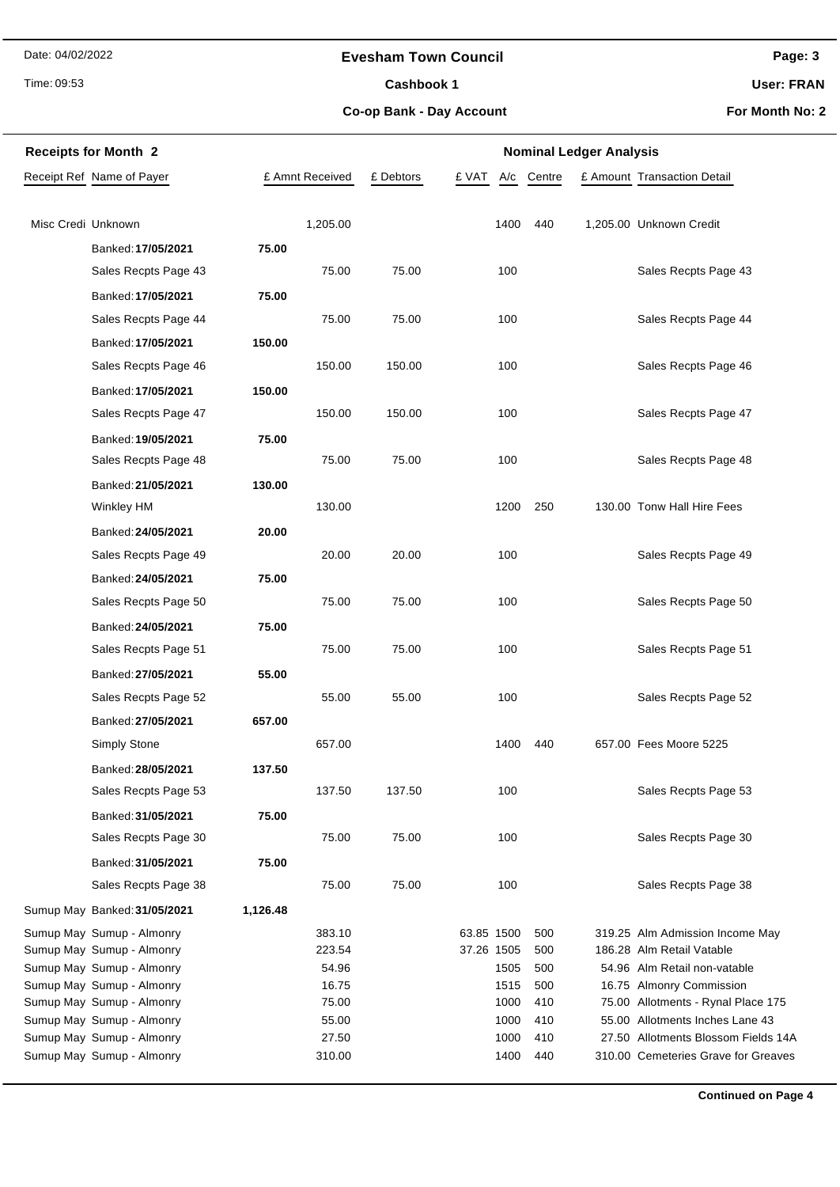Date: 04/02/2022

Time: 09:53

# Evesham Town Council

**Cashbook 1**

**Co-op Bank - Day Account**

**User: FRAN**

**For Month No: 2**

## Receipts for Month 2

| Receipt Ref | Name of Payer | | £ Amnt Received | £ Debtors | £ VAT | A/c | Centre | £ Amount | Transaction Detail |
|---|---|---|---|---|---|---|---|---|---|
| Misc Credi | Unknown | | 1,205.00 | | | 1400 | 440 | 1,205.00 | Unknown Credit |
| | Banked: **17/05/2021** | **75.00** | | | | | | | |
| | Sales Recpts Page 43 | | 75.00 | 75.00 | | 100 | | | Sales Recpts Page 43 |
| | Banked: **17/05/2021** | **75.00** | | | | | | | |
| | Sales Recpts Page 44 | | 75.00 | 75.00 | | 100 | | | Sales Recpts Page 44 |
| | Banked: **17/05/2021** | **150.00** | | | | | | | |
| | Sales Recpts Page 46 | | 150.00 | 150.00 | | 100 | | | Sales Recpts Page 46 |
| | Banked: **17/05/2021** | **150.00** | | | | | | | |
| | Sales Recpts Page 47 | | 150.00 | 150.00 | | 100 | | | Sales Recpts Page 47 |
| | Banked: **19/05/2021** | **75.00** | | | | | | | |
| | Sales Recpts Page 48 | | 75.00 | 75.00 | | 100 | | | Sales Recpts Page 48 |
| | Banked: **21/05/2021** | **130.00** | | | | | | | |
| | Winkley HM | | 130.00 | | | 1200 | 250 | 130.00 | Tonw Hall Hire Fees |
| | Banked: **24/05/2021** | **20.00** | | | | | | | |
| | Sales Recpts Page 49 | | 20.00 | 20.00 | | 100 | | | Sales Recpts Page 49 |
| | Banked: **24/05/2021** | **75.00** | | | | | | | |
| | Sales Recpts Page 50 | | 75.00 | 75.00 | | 100 | | | Sales Recpts Page 50 |
| | Banked: **24/05/2021** | **75.00** | | | | | | | |
| | Sales Recpts Page 51 | | 75.00 | 75.00 | | 100 | | | Sales Recpts Page 51 |
| | Banked: **27/05/2021** | **55.00** | | | | | | | |
| | Sales Recpts Page 52 | | 55.00 | 55.00 | | 100 | | | Sales Recpts Page 52 |
| | Banked: **27/05/2021** | **657.00** | | | | | | | |
| | Simply Stone | | 657.00 | | | 1400 | 440 | 657.00 | Fees Moore 5225 |
| | Banked: **28/05/2021** | **137.50** | | | | | | | |
| | Sales Recpts Page 53 | | 137.50 | 137.50 | | 100 | | | Sales Recpts Page 53 |
| | Banked: **31/05/2021** | **75.00** | | | | | | | |
| | Sales Recpts Page 30 | | 75.00 | 75.00 | | 100 | | | Sales Recpts Page 30 |
| | Banked: **31/05/2021** | **75.00** | | | | | | | |
| | Sales Recpts Page 38 | | 75.00 | 75.00 | | 100 | | | Sales Recpts Page 38 |
| Sumup May | Banked: **31/05/2021** | **1,126.48** | | | | | | | |
| Sumup May | Sumup - Almonry | | 383.10 | | 63.85 | 1500 | 500 | 319.25 | Alm Admission Income May |
| Sumup May | Sumup - Almonry | | 223.54 | | 37.26 | 1505 | 500 | 186.28 | Alm Retail Vatable |
| Sumup May | Sumup - Almonry | | 54.96 | | | 1505 | 500 | 54.96 | Alm Retail non-vatable |
| Sumup May | Sumup - Almonry | | 16.75 | | | 1515 | 500 | 16.75 | Almonry Commission |
| Sumup May | Sumup - Almonry | | 75.00 | | | 1000 | 410 | 75.00 | Allotments - Rynal Place 175 |
| Sumup May | Sumup - Almonry | | 55.00 | | | 1000 | 410 | 55.00 | Allotments Inches Lane 43 |
| Sumup May | Sumup - Almonry | | 27.50 | | | 1000 | 410 | 27.50 | Allotments Blossom Fields 14A |
| Sumup May | Sumup - Almonry | | 310.00 | | | 1400 | 440 | 310.00 | Cemeteries Grave for Greaves |

**Continued on Page 4**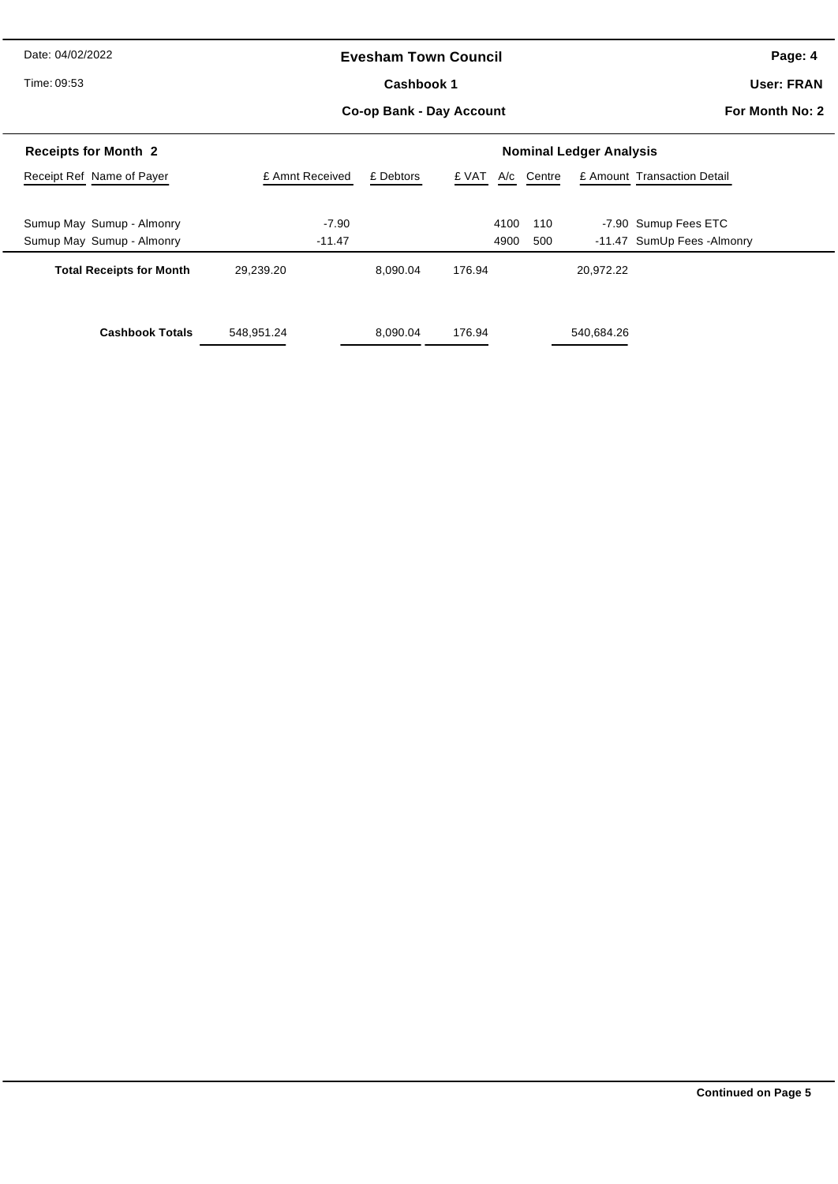# Evesham Town Council

## Cashbook 1

### Co-op Bank - Day Account

Date: 04/02/2022

Time: 09:53

User: FRAN

For Month No: 2

**Receipts for Month 2** — **Nominal Ledger Analysis**

| Receipt Ref | Name of Payer | £ Amnt Received | £ Debtors | £ VAT | A/c | Centre | £ Amount | Transaction Detail |
|---|---|---|---|---|---|---|---|---|
| Sumup May | Sumup - Almonry | -7.90 | | | 4100 | 110 | -7.90 | Sumup Fees ETC |
| Sumup May | Sumup - Almonry | -11.47 | | | 4900 | 500 | -11.47 | SumUp Fees -Almonry |
| **Total Receipts for Month** | | 29,239.20 | 8,090.04 | 176.94 | | | 20,972.22 | |
| **Cashbook Totals** | | 548,951.24 | 8,090.04 | 176.94 | | | 540,684.26 | |

**Continued on Page 5**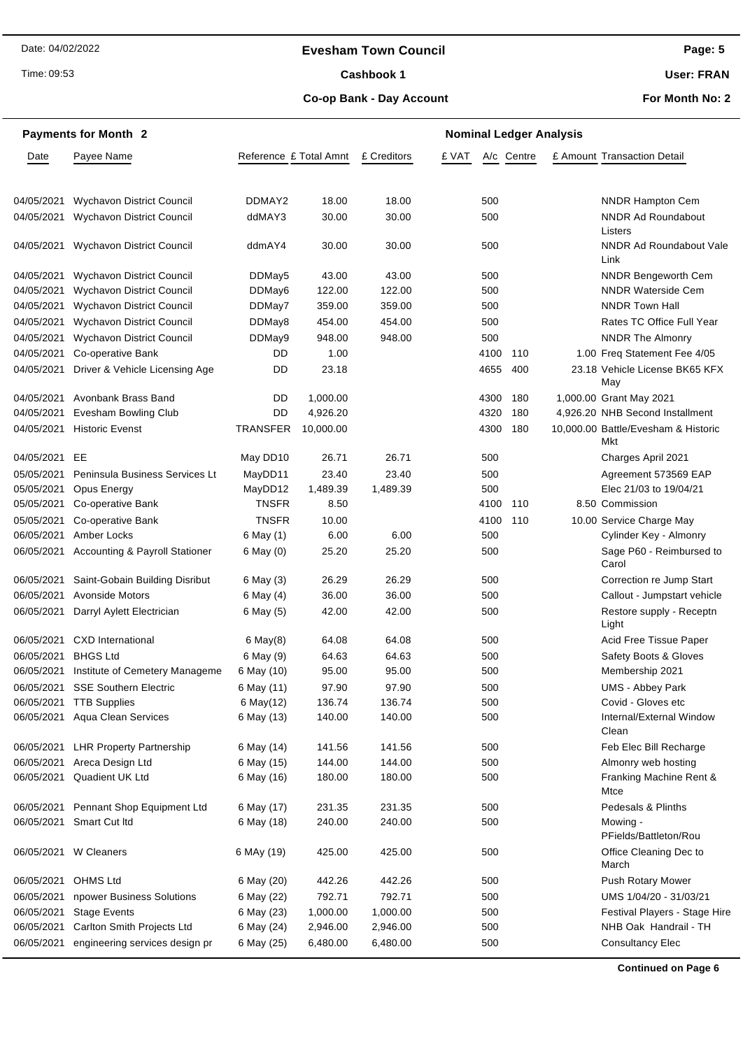# Evesham Town Council

**Cashbook 1**

**Co-op Bank - Day Account**

Date: 04/02/2022 | Time: 09:53 | User: FRAN | For Month No: 2

## Payments for Month 2

| Date | Payee Name | Reference | £ Total Amnt | £ Creditors | £ VAT | A/c | Centre | £ Amount | Transaction Detail |
|---|---|---|---|---|---|---|---|---|---|
| 04/05/2021 | Wychavon District Council | DDMAY2 | 18.00 | 18.00 | | 500 | | | NNDR Hampton Cem |
| 04/05/2021 | Wychavon District Council | ddMAY3 | 30.00 | 30.00 | | 500 | | | NNDR Ad Roundabout Listers |
| 04/05/2021 | Wychavon District Council | ddmAY4 | 30.00 | 30.00 | | 500 | | | NNDR Ad Roundabout Vale Link |
| 04/05/2021 | Wychavon District Council | DDMay5 | 43.00 | 43.00 | | 500 | | | NNDR Bengeworth Cem |
| 04/05/2021 | Wychavon District Council | DDMay6 | 122.00 | 122.00 | | 500 | | | NNDR Waterside Cem |
| 04/05/2021 | Wychavon District Council | DDMay7 | 359.00 | 359.00 | | 500 | | | NNDR Town Hall |
| 04/05/2021 | Wychavon District Council | DDMay8 | 454.00 | 454.00 | | 500 | | | Rates TC Office Full Year |
| 04/05/2021 | Wychavon District Council | DDMay9 | 948.00 | 948.00 | | 500 | | | NNDR The Almonry |
| 04/05/2021 | Co-operative Bank | DD | 1.00 | | | 4100 | 110 | 1.00 | Freq Statement Fee 4/05 |
| 04/05/2021 | Driver & Vehicle Licensing Age | DD | 23.18 | | | 4655 | 400 | 23.18 | Vehicle License BK65 KFX May |
| 04/05/2021 | Avonbank Brass Band | DD | 1,000.00 | | | 4300 | 180 | 1,000.00 | Grant May 2021 |
| 04/05/2021 | Evesham Bowling Club | DD | 4,926.20 | | | 4320 | 180 | 4,926.20 | NHB Second Installment |
| 04/05/2021 | Historic Evenst | TRANSFER | 10,000.00 | | | 4300 | 180 | 10,000.00 | Battle/Evesham & Historic Mkt |
| 04/05/2021 | EE | May DD10 | 26.71 | 26.71 | | 500 | | | Charges April 2021 |
| 05/05/2021 | Peninsula Business Services Lt | MayDD11 | 23.40 | 23.40 | | 500 | | | Agreement 573569 EAP |
| 05/05/2021 | Opus Energy | MayDD12 | 1,489.39 | 1,489.39 | | 500 | | | Elec 21/03 to 19/04/21 |
| 05/05/2021 | Co-operative Bank | TNSFR | 8.50 | | | 4100 | 110 | 8.50 | Commission |
| 05/05/2021 | Co-operative Bank | TNSFR | 10.00 | | | 4100 | 110 | 10.00 | Service Charge May |
| 06/05/2021 | Amber Locks | 6 May (1) | 6.00 | 6.00 | | 500 | | | Cylinder Key - Almonry |
| 06/05/2021 | Accounting & Payroll Stationer | 6 May (0) | 25.20 | 25.20 | | 500 | | | Sage P60 - Reimbursed to Carol |
| 06/05/2021 | Saint-Gobain Building Disribut | 6 May (3) | 26.29 | 26.29 | | 500 | | | Correction re Jump Start |
| 06/05/2021 | Avonside Motors | 6 May (4) | 36.00 | 36.00 | | 500 | | | Callout - Jumpstart vehicle |
| 06/05/2021 | Darryl Aylett Electrician | 6 May (5) | 42.00 | 42.00 | | 500 | | | Restore supply - Receptn Light |
| 06/05/2021 | CXD International | 6 May(8) | 64.08 | 64.08 | | 500 | | | Acid Free Tissue Paper |
| 06/05/2021 | BHGS Ltd | 6 May (9) | 64.63 | 64.63 | | 500 | | | Safety Boots & Gloves |
| 06/05/2021 | Institute of Cemetery Manageme | 6 May (10) | 95.00 | 95.00 | | 500 | | | Membership 2021 |
| 06/05/2021 | SSE Southern Electric | 6 May (11) | 97.90 | 97.90 | | 500 | | | UMS - Abbey Park |
| 06/05/2021 | TTB Supplies | 6 May(12) | 136.74 | 136.74 | | 500 | | | Covid - Gloves etc |
| 06/05/2021 | Aqua Clean Services | 6 May (13) | 140.00 | 140.00 | | 500 | | | Internal/External Window Clean |
| 06/05/2021 | LHR Property Partnership | 6 May (14) | 141.56 | 141.56 | | 500 | | | Feb Elec Bill Recharge |
| 06/05/2021 | Areca Design Ltd | 6 May (15) | 144.00 | 144.00 | | 500 | | | Almonry web hosting |
| 06/05/2021 | Quadient UK Ltd | 6 May (16) | 180.00 | 180.00 | | 500 | | | Franking Machine Rent & Mtce |
| 06/05/2021 | Pennant Shop Equipment Ltd | 6 May (17) | 231.35 | 231.35 | | 500 | | | Pedesals & Plinths |
| 06/05/2021 | Smart Cut ltd | 6 May (18) | 240.00 | 240.00 | | 500 | | | Mowing - PFields/Battleton/Rou |
| 06/05/2021 | W Cleaners | 6 MAy (19) | 425.00 | 425.00 | | 500 | | | Office Cleaning Dec to March |
| 06/05/2021 | OHMS Ltd | 6 May (20) | 442.26 | 442.26 | | 500 | | | Push Rotary Mower |
| 06/05/2021 | npower Business Solutions | 6 May (22) | 792.71 | 792.71 | | 500 | | | UMS 1/04/20 - 31/03/21 |
| 06/05/2021 | Stage Events | 6 May (23) | 1,000.00 | 1,000.00 | | 500 | | | Festival Players - Stage Hire |
| 06/05/2021 | Carlton Smith Projects Ltd | 6 May (24) | 2,946.00 | 2,946.00 | | 500 | | | NHB Oak Handrail - TH |
| 06/05/2021 | engineering services design pr | 6 May (25) | 6,480.00 | 6,480.00 | | 500 | | | Consultancy Elec |

**Continued on Page 6**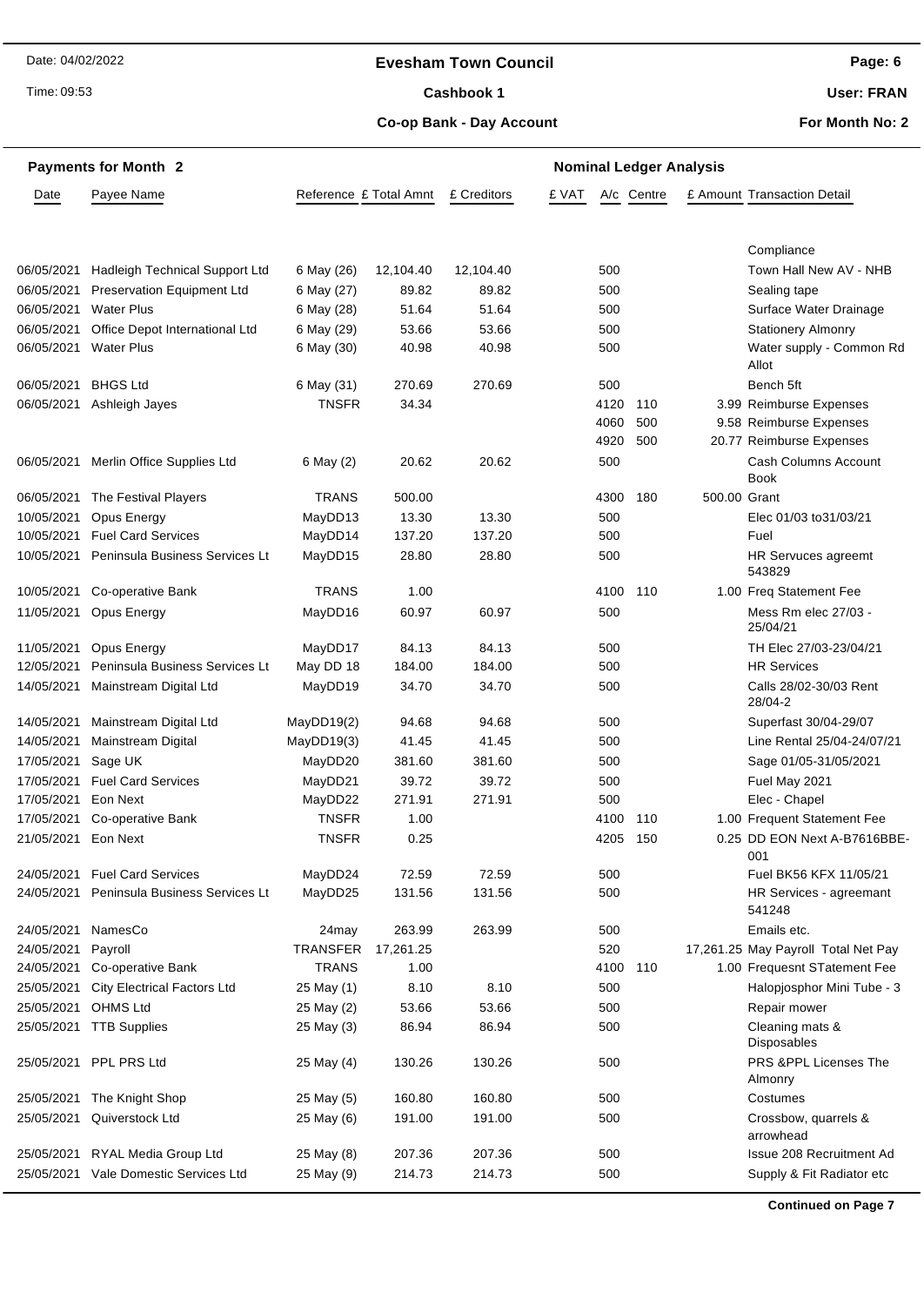**Evesham Town Council**

**Cashbook 1**

**Co-op Bank - Day Account**

Date: 04/02/2022
Time: 09:53

User: FRAN
For Month No: 2

**Payments for Month 2** — **Nominal Ledger Analysis**

| Date | Payee Name | Reference | £ Total Amnt | £ Creditors | £ VAT | A/c | Centre | £ Amount | Transaction Detail |
|---|---|---|---|---|---|---|---|---|---|
| | | | | | | | | | Compliance |
| 06/05/2021 | Hadleigh Technical Support Ltd | 6 May (26) | 12,104.40 | 12,104.40 | | 500 | | | Town Hall New AV - NHB |
| 06/05/2021 | Preservation Equipment Ltd | 6 May (27) | 89.82 | 89.82 | | 500 | | | Sealing tape |
| 06/05/2021 | Water Plus | 6 May (28) | 51.64 | 51.64 | | 500 | | | Surface Water Drainage |
| 06/05/2021 | Office Depot International Ltd | 6 May (29) | 53.66 | 53.66 | | 500 | | | Stationery Almonry |
| 06/05/2021 | Water Plus | 6 May (30) | 40.98 | 40.98 | | 500 | | | Water supply - Common Rd Allot |
| 06/05/2021 | BHGS Ltd | 6 May (31) | 270.69 | 270.69 | | 500 | | | Bench 5ft |
| 06/05/2021 | Ashleigh Jayes | TNSFR | 34.34 | | | 4120 | 110 | 3.99 | Reimburse Expenses |
| | | | | | | 4060 | 500 | 9.58 | Reimburse Expenses |
| | | | | | | 4920 | 500 | 20.77 | Reimburse Expenses |
| 06/05/2021 | Merlin Office Supplies Ltd | 6 May (2) | 20.62 | 20.62 | | 500 | | | Cash Columns Account Book |
| 06/05/2021 | The Festival Players | TRANS | 500.00 | | | 4300 | 180 | 500.00 | Grant |
| 10/05/2021 | Opus Energy | MayDD13 | 13.30 | 13.30 | | 500 | | | Elec 01/03 to31/03/21 |
| 10/05/2021 | Fuel Card Services | MayDD14 | 137.20 | 137.20 | | 500 | | | Fuel |
| 10/05/2021 | Peninsula Business Services Lt | MayDD15 | 28.80 | 28.80 | | 500 | | | HR Servuces agreemt 543829 |
| 10/05/2021 | Co-operative Bank | TRANS | 1.00 | | | 4100 | 110 | 1.00 | Freq Statement Fee |
| 11/05/2021 | Opus Energy | MayDD16 | 60.97 | 60.97 | | 500 | | | Mess Rm elec 27/03 - 25/04/21 |
| 11/05/2021 | Opus Energy | MayDD17 | 84.13 | 84.13 | | 500 | | | TH Elec 27/03-23/04/21 |
| 12/05/2021 | Peninsula Business Services Lt | May DD 18 | 184.00 | 184.00 | | 500 | | | HR Services |
| 14/05/2021 | Mainstream Digital Ltd | MayDD19 | 34.70 | 34.70 | | 500 | | | Calls 28/02-30/03 Rent 28/04-2 |
| 14/05/2021 | Mainstream Digital Ltd | MayDD19(2) | 94.68 | 94.68 | | 500 | | | Superfast 30/04-29/07 |
| 14/05/2021 | Mainstream Digital | MayDD19(3) | 41.45 | 41.45 | | 500 | | | Line Rental 25/04-24/07/21 |
| 17/05/2021 | Sage UK | MayDD20 | 381.60 | 381.60 | | 500 | | | Sage 01/05-31/05/2021 |
| 17/05/2021 | Fuel Card Services | MayDD21 | 39.72 | 39.72 | | 500 | | | Fuel May 2021 |
| 17/05/2021 | Eon Next | MayDD22 | 271.91 | 271.91 | | 500 | | | Elec - Chapel |
| 17/05/2021 | Co-operative Bank | TNSFR | 1.00 | | | 4100 | 110 | 1.00 | Frequent Statement Fee |
| 21/05/2021 | Eon Next | TNSFR | 0.25 | | | 4205 | 150 | 0.25 | DD EON Next A-B7616BBE-001 |
| 24/05/2021 | Fuel Card Services | MayDD24 | 72.59 | 72.59 | | 500 | | | Fuel BK56 KFX 11/05/21 |
| 24/05/2021 | Peninsula Business Services Lt | MayDD25 | 131.56 | 131.56 | | 500 | | | HR Services - agreemant 541248 |
| 24/05/2021 | NamesCo | 24may | 263.99 | 263.99 | | 500 | | | Emails etc. |
| 24/05/2021 | Payroll | TRANSFER | 17,261.25 | | | 520 | | 17,261.25 | May Payroll Total Net Pay |
| 24/05/2021 | Co-operative Bank | TRANS | 1.00 | | | 4100 | 110 | 1.00 | Frequesnt STatement Fee |
| 25/05/2021 | City Electrical Factors Ltd | 25 May (1) | 8.10 | 8.10 | | 500 | | | Halopjosphor Mini Tube - 3 |
| 25/05/2021 | OHMS Ltd | 25 May (2) | 53.66 | 53.66 | | 500 | | | Repair mower |
| 25/05/2021 | TTB Supplies | 25 May (3) | 86.94 | 86.94 | | 500 | | | Cleaning mats & Disposables |
| 25/05/2021 | PPL PRS Ltd | 25 May (4) | 130.26 | 130.26 | | 500 | | | PRS &PPL Licenses The Almonry |
| 25/05/2021 | The Knight Shop | 25 May (5) | 160.80 | 160.80 | | 500 | | | Costumes |
| 25/05/2021 | Quiverstock Ltd | 25 May (6) | 191.00 | 191.00 | | 500 | | | Crossbow, quarrels & arrowhead |
| 25/05/2021 | RYAL Media Group Ltd | 25 May (8) | 207.36 | 207.36 | | 500 | | | Issue 208 Recruitment Ad |
| 25/05/2021 | Vale Domestic Services Ltd | 25 May (9) | 214.73 | 214.73 | | 500 | | | Supply & Fit Radiator etc |

**Continued on Page 7**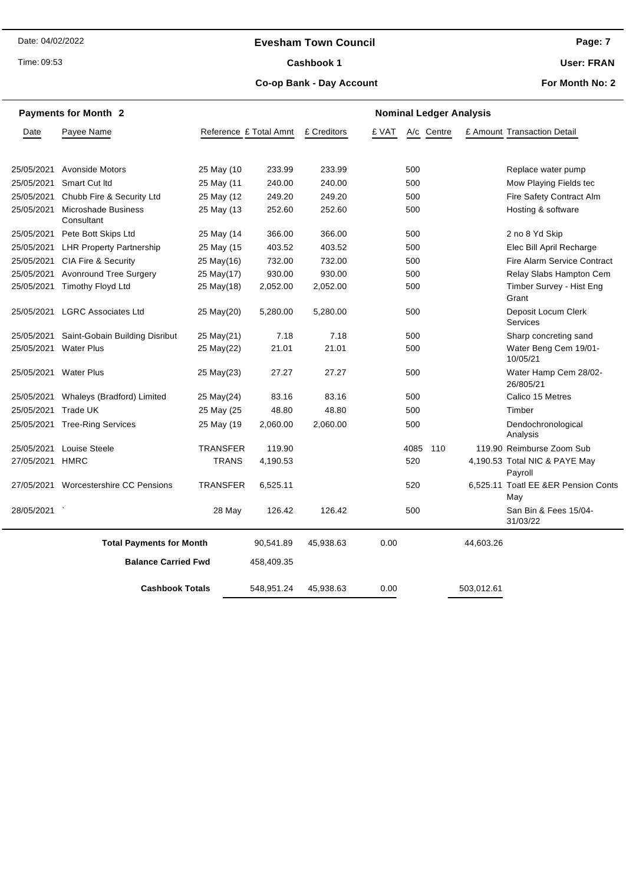Date: 04/02/2022

Time: 09:53

**Evesham Town Council**

**Cashbook 1**

**Co-op Bank - Day Account**

**User: FRAN**

**For Month No: 2**

**Payments for Month 2**

**Nominal Ledger Analysis**

| Date | Payee Name | Reference | £ Total Amnt | £ Creditors | £ VAT | A/c | Centre | £ Amount | Transaction Detail |
|---|---|---|---|---|---|---|---|---|---|
| 25/05/2021 | Avonside Motors | 25 May (10 | 233.99 | 233.99 | | 500 | | | Replace water pump |
| 25/05/2021 | Smart Cut ltd | 25 May (11 | 240.00 | 240.00 | | 500 | | | Mow Playing Fields tec |
| 25/05/2021 | Chubb Fire & Security Ltd | 25 May (12 | 249.20 | 249.20 | | 500 | | | Fire Safety Contract Alm |
| 25/05/2021 | Microshade Business Consultant | 25 May (13 | 252.60 | 252.60 | | 500 | | | Hosting & software |
| 25/05/2021 | Pete Bott Skips Ltd | 25 May (14 | 366.00 | 366.00 | | 500 | | | 2 no 8 Yd Skip |
| 25/05/2021 | LHR Property Partnership | 25 May (15 | 403.52 | 403.52 | | 500 | | | Elec Bill April Recharge |
| 25/05/2021 | CIA Fire & Security | 25 May(16) | 732.00 | 732.00 | | 500 | | | Fire Alarm Service Contract |
| 25/05/2021 | Avonround Tree Surgery | 25 May(17) | 930.00 | 930.00 | | 500 | | | Relay Slabs Hampton Cem |
| 25/05/2021 | Timothy Floyd Ltd | 25 May(18) | 2,052.00 | 2,052.00 | | 500 | | | Timber Survey - Hist Eng Grant |
| 25/05/2021 | LGRC Associates Ltd | 25 May(20) | 5,280.00 | 5,280.00 | | 500 | | | Deposit Locum Clerk Services |
| 25/05/2021 | Saint-Gobain Building Disribut | 25 May(21) | 7.18 | 7.18 | | 500 | | | Sharp concreting sand |
| 25/05/2021 | Water Plus | 25 May(22) | 21.01 | 21.01 | | 500 | | | Water Beng Cem 19/01-10/05/21 |
| 25/05/2021 | Water Plus | 25 May(23) | 27.27 | 27.27 | | 500 | | | Water Hamp Cem 28/02-26/805/21 |
| 25/05/2021 | Whaleys (Bradford) Limited | 25 May(24) | 83.16 | 83.16 | | 500 | | | Calico 15 Metres |
| 25/05/2021 | Trade UK | 25 May (25 | 48.80 | 48.80 | | 500 | | | Timber |
| 25/05/2021 | Tree-Ring Services | 25 May (19 | 2,060.00 | 2,060.00 | | 500 | | | Dendochronological Analysis |
| 25/05/2021 | Louise Steele | TRANSFER | 119.90 | | | 4085 | 110 | 119.90 | Reimburse Zoom Sub |
| 27/05/2021 | HMRC | TRANS | 4,190.53 | | | 520 | | 4,190.53 | Total NIC & PAYE May Payroll |
| 27/05/2021 | Worcestershire CC Pensions | TRANSFER | 6,525.11 | | | 520 | | 6,525.11 | Toatl EE &ER Pension Conts May |
| 28/05/2021 | ` | 28 May | 126.42 | 126.42 | | 500 | | | San Bin & Fees 15/04-31/03/22 |
| | **Total Payments for Month** | | 90,541.89 | 45,938.63 | 0.00 | | | 44,603.26 | |
| | **Balance Carried Fwd** | | 458,409.35 | | | | | | |
| | **Cashbook Totals** | | 548,951.24 | 45,938.63 | 0.00 | | | 503,012.61 | |